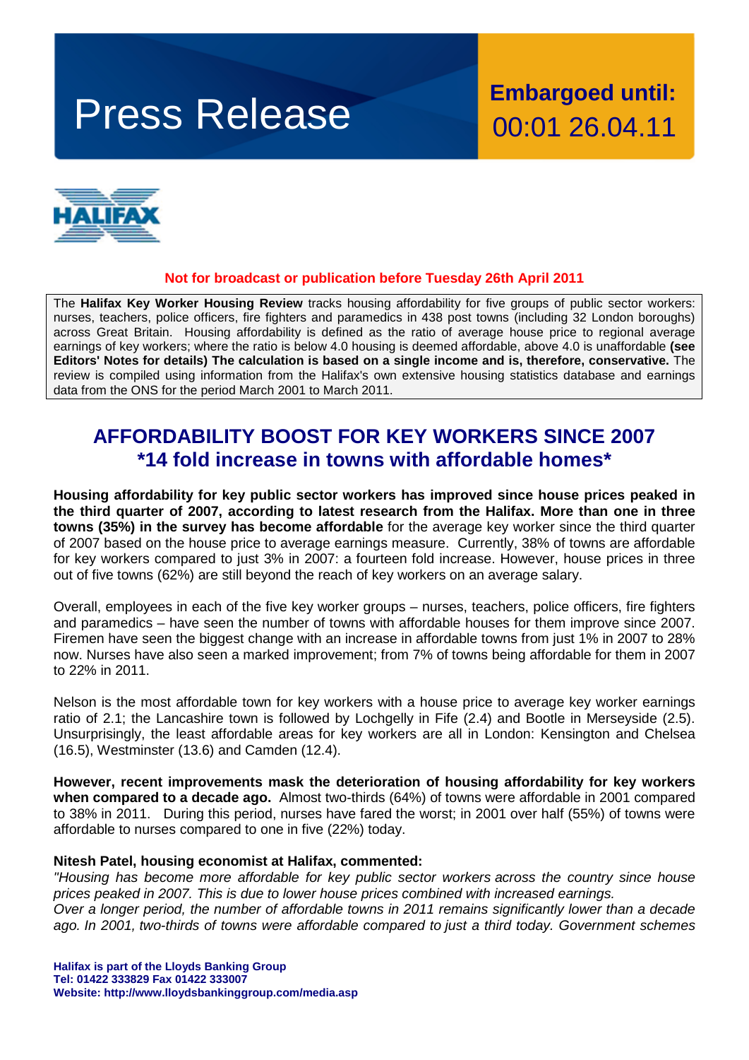# Press Release

**Embargoed until:**
00:01 26.04.11

**Not for broadcast or publication before Tuesday 26th April 2011**

The **Halifax Key Worker Housing Review** tracks housing affordability for five groups of public sector workers: nurses, teachers, police officers, fire fighters and paramedics in 438 post towns (including 32 London boroughs) across Great Britain. Housing affordability is defined as the ratio of average house price to regional average earnings of key workers; where the ratio is below 4.0 housing is deemed affordable, above 4.0 is unaffordable **(see Editors' Notes for details) The calculation is based on a single income and is, therefore, conservative.** The review is compiled using information from the Halifax's own extensive housing statistics database and earnings data from the ONS for the period March 2001 to March 2011.

## AFFORDABILITY BOOST FOR KEY WORKERS SINCE 2007
## *14 fold increase in towns with affordable homes*

**Housing affordability for key public sector workers has improved since house prices peaked in the third quarter of 2007, according to latest research from the Halifax. More than one in three towns (35%) in the survey has become affordable** for the average key worker since the third quarter of 2007 based on the house price to average earnings measure. Currently, 38% of towns are affordable for key workers compared to just 3% in 2007: a fourteen fold increase. However, house prices in three out of five towns (62%) are still beyond the reach of key workers on an average salary.

Overall, employees in each of the five key worker groups – nurses, teachers, police officers, fire fighters and paramedics – have seen the number of towns with affordable houses for them improve since 2007. Firemen have seen the biggest change with an increase in affordable towns from just 1% in 2007 to 28% now. Nurses have also seen a marked improvement; from 7% of towns being affordable for them in 2007 to 22% in 2011.

Nelson is the most affordable town for key workers with a house price to average key worker earnings ratio of 2.1; the Lancashire town is followed by Lochgelly in Fife (2.4) and Bootle in Merseyside (2.5). Unsurprisingly, the least affordable areas for key workers are all in London: Kensington and Chelsea (16.5), Westminster (13.6) and Camden (12.4).

**However, recent improvements mask the deterioration of housing affordability for key workers when compared to a decade ago.** Almost two-thirds (64%) of towns were affordable in 2001 compared to 38% in 2011. During this period, nurses have fared the worst; in 2001 over half (55%) of towns were affordable to nurses compared to one in five (22%) today.

**Nitesh Patel, housing economist at Halifax, commented:**
*"Housing has become more affordable for key public sector workers across the country since house prices peaked in 2007. This is due to lower house prices combined with increased earnings.*
*Over a longer period, the number of affordable towns in 2011 remains significantly lower than a decade ago. In 2001, two-thirds of towns were affordable compared to just a third today. Government schemes*

**Halifax is part of the Lloyds Banking Group**
**Tel: 01422 333829 Fax 01422 333007**
**Website: http://www.lloydsbankinggroup.com/media.asp**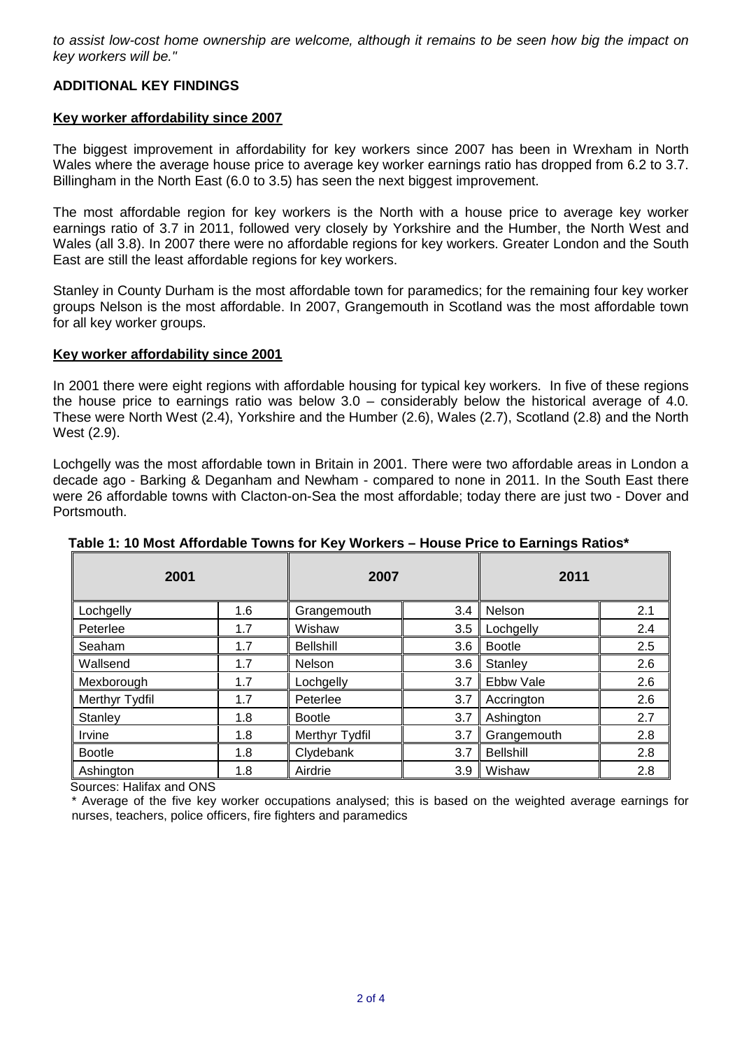*to assist low-cost home ownership are welcome, although it remains to be seen how big the impact on key workers will be."*

## ADDITIONAL KEY FINDINGS

### Key worker affordability since 2007

The biggest improvement in affordability for key workers since 2007 has been in Wrexham in North Wales where the average house price to average key worker earnings ratio has dropped from 6.2 to 3.7. Billingham in the North East (6.0 to 3.5) has seen the next biggest improvement.

The most affordable region for key workers is the North with a house price to average key worker earnings ratio of 3.7 in 2011, followed very closely by Yorkshire and the Humber, the North West and Wales (all 3.8). In 2007 there were no affordable regions for key workers. Greater London and the South East are still the least affordable regions for key workers.

Stanley in County Durham is the most affordable town for paramedics; for the remaining four key worker groups Nelson is the most affordable. In 2007, Grangemouth in Scotland was the most affordable town for all key worker groups.

### Key worker affordability since 2001

In 2001 there were eight regions with affordable housing for typical key workers. In five of these regions the house price to earnings ratio was below 3.0 – considerably below the historical average of 4.0. These were North West (2.4), Yorkshire and the Humber (2.6), Wales (2.7), Scotland (2.8) and the North West (2.9).

Lochgelly was the most affordable town in Britain in 2001. There were two affordable areas in London a decade ago - Barking & Deganham and Newham - compared to none in 2011. In the South East there were 26 affordable towns with Clacton-on-Sea the most affordable; today there are just two - Dover and Portsmouth.

**Table 1: 10 Most Affordable Towns for Key Workers – House Price to Earnings Ratios***

| 2001 | | 2007 | | 2011 | |
|---|---|---|---|---|---|
| Lochgelly | 1.6 | Grangemouth | 3.4 | Nelson | 2.1 |
| Peterlee | 1.7 | Wishaw | 3.5 | Lochgelly | 2.4 |
| Seaham | 1.7 | Bellshill | 3.6 | Bootle | 2.5 |
| Wallsend | 1.7 | Nelson | 3.6 | Stanley | 2.6 |
| Mexborough | 1.7 | Lochgelly | 3.7 | Ebbw Vale | 2.6 |
| Merthyr Tydfil | 1.7 | Peterlee | 3.7 | Accrington | 2.6 |
| Stanley | 1.8 | Bootle | 3.7 | Ashington | 2.7 |
| Irvine | 1.8 | Merthyr Tydfil | 3.7 | Grangemouth | 2.8 |
| Bootle | 1.8 | Clydebank | 3.7 | Bellshill | 2.8 |
| Ashington | 1.8 | Airdrie | 3.9 | Wishaw | 2.8 |

Sources: Halifax and ONS

* Average of the five key worker occupations analysed; this is based on the weighted average earnings for nurses, teachers, police officers, fire fighters and paramedics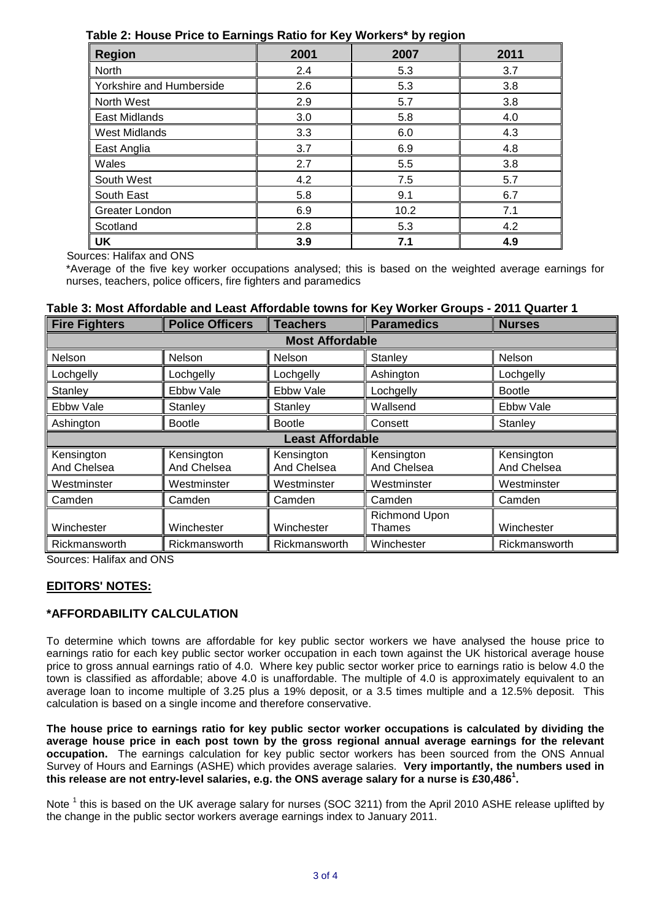**Table 2: House Price to Earnings Ratio for Key Workers* by region**

| Region | 2001 | 2007 | 2011 |
|---|---|---|---|
| North | 2.4 | 5.3 | 3.7 |
| Yorkshire and Humberside | 2.6 | 5.3 | 3.8 |
| North West | 2.9 | 5.7 | 3.8 |
| East Midlands | 3.0 | 5.8 | 4.0 |
| West Midlands | 3.3 | 6.0 | 4.3 |
| East Anglia | 3.7 | 6.9 | 4.8 |
| Wales | 2.7 | 5.5 | 3.8 |
| South West | 4.2 | 7.5 | 5.7 |
| South East | 5.8 | 9.1 | 6.7 |
| Greater London | 6.9 | 10.2 | 7.1 |
| Scotland | 2.8 | 5.3 | 4.2 |
| **UK** | **3.9** | **7.1** | **4.9** |

Sources: Halifax and ONS

*Average of the five key worker occupations analysed; this is based on the weighted average earnings for nurses, teachers, police officers, fire fighters and paramedics

**Table 3: Most Affordable and Least Affordable towns for Key Worker Groups - 2011 Quarter 1**

| Fire Fighters | Police Officers | Teachers | Paramedics | Nurses |
|---|---|---|---|---|
| **Most Affordable** | | | | |
| Nelson | Nelson | Nelson | Stanley | Nelson |
| Lochgelly | Lochgelly | Lochgelly | Ashington | Lochgelly |
| Stanley | Ebbw Vale | Ebbw Vale | Lochgelly | Bootle |
| Ebbw Vale | Stanley | Stanley | Wallsend | Ebbw Vale |
| Ashington | Bootle | Bootle | Consett | Stanley |
| **Least Affordable** | | | | |
| Kensington And Chelsea | Kensington And Chelsea | Kensington And Chelsea | Kensington And Chelsea | Kensington And Chelsea |
| Westminster | Westminster | Westminster | Westminster | Westminster |
| Camden | Camden | Camden | Camden | Camden |
| Winchester | Winchester | Winchester | Richmond Upon Thames | Winchester |
| Rickmansworth | Rickmansworth | Rickmansworth | Winchester | Rickmansworth |

Sources: Halifax and ONS

## EDITORS' NOTES:

### *AFFORDABILITY CALCULATION

To determine which towns are affordable for key public sector workers we have analysed the house price to earnings ratio for each key public sector worker occupation in each town against the UK historical average house price to gross annual earnings ratio of 4.0. Where key public sector worker price to earnings ratio is below 4.0 the town is classified as affordable; above 4.0 is unaffordable. The multiple of 4.0 is approximately equivalent to an average loan to income multiple of 3.25 plus a 19% deposit, or a 3.5 times multiple and a 12.5% deposit. This calculation is based on a single income and therefore conservative.

**The house price to earnings ratio for key public sector worker occupations is calculated by dividing the average house price in each post town by the gross regional annual average earnings for the relevant occupation.** The earnings calculation for key public sector workers has been sourced from the ONS Annual Survey of Hours and Earnings (ASHE) which provides average salaries. **Very importantly, the numbers used in this release are not entry-level salaries, e.g. the ONS average salary for a nurse is £30,486[1].**

Note [1] this is based on the UK average salary for nurses (SOC 3211) from the April 2010 ASHE release uplifted by the change in the public sector workers average earnings index to January 2011.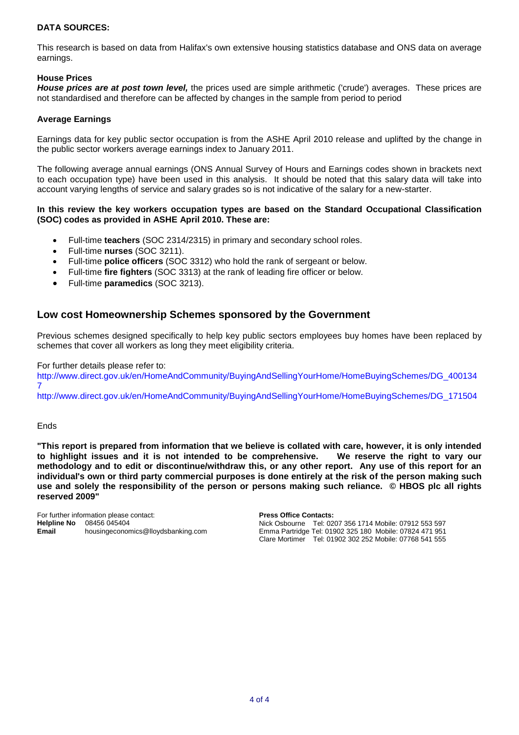**DATA SOURCES:**

This research is based on data from Halifax's own extensive housing statistics database and ONS data on average earnings.

**House Prices**

***House prices are at post town level,*** the prices used are simple arithmetic ('crude') averages. These prices are not standardised and therefore can be affected by changes in the sample from period to period

**Average Earnings**

Earnings data for key public sector occupation is from the ASHE April 2010 release and uplifted by the change in the public sector workers average earnings index to January 2011.

The following average annual earnings (ONS Annual Survey of Hours and Earnings codes shown in brackets next to each occupation type) have been used in this analysis. It should be noted that this salary data will take into account varying lengths of service and salary grades so is not indicative of the salary for a new-starter.

**In this review the key workers occupation types are based on the Standard Occupational Classification (SOC) codes as provided in ASHE April 2010. These are:**

- Full-time **teachers** (SOC 2314/2315) in primary and secondary school roles.
- Full-time **nurses** (SOC 3211).
- Full-time **police officers** (SOC 3312) who hold the rank of sergeant or below.
- Full-time **fire fighters** (SOC 3313) at the rank of leading fire officer or below.
- Full-time **paramedics** (SOC 3213).

## Low cost Homeownership Schemes sponsored by the Government

Previous schemes designed specifically to help key public sectors employees buy homes have been replaced by schemes that cover all workers as long they meet eligibility criteria.

For further details please refer to:
http://www.direct.gov.uk/en/HomeAndCommunity/BuyingAndSellingYourHome/HomeBuyingSchemes/DG_4001347
http://www.direct.gov.uk/en/HomeAndCommunity/BuyingAndSellingYourHome/HomeBuyingSchemes/DG_171504

Ends

**"This report is prepared from information that we believe is collated with care, however, it is only intended to highlight issues and it is not intended to be comprehensive. We reserve the right to vary our methodology and to edit or discontinue/withdraw this, or any other report. Any use of this report for an individual's own or third party commercial purposes is done entirely at the risk of the person making such use and solely the responsibility of the person or persons making such reliance. © HBOS plc all rights reserved 2009"**

For further information please contact:
**Helpline No** 08456 045404
**Email** housingeconomics@lloydsbanking.com

**Press Office Contacts:**
Nick Osbourne Tel: 0207 356 1714 Mobile: 07912 553 597
Emma Partridge Tel: 01902 325 180 Mobile: 07824 471 951
Clare Mortimer Tel: 01902 302 252 Mobile: 07768 541 555